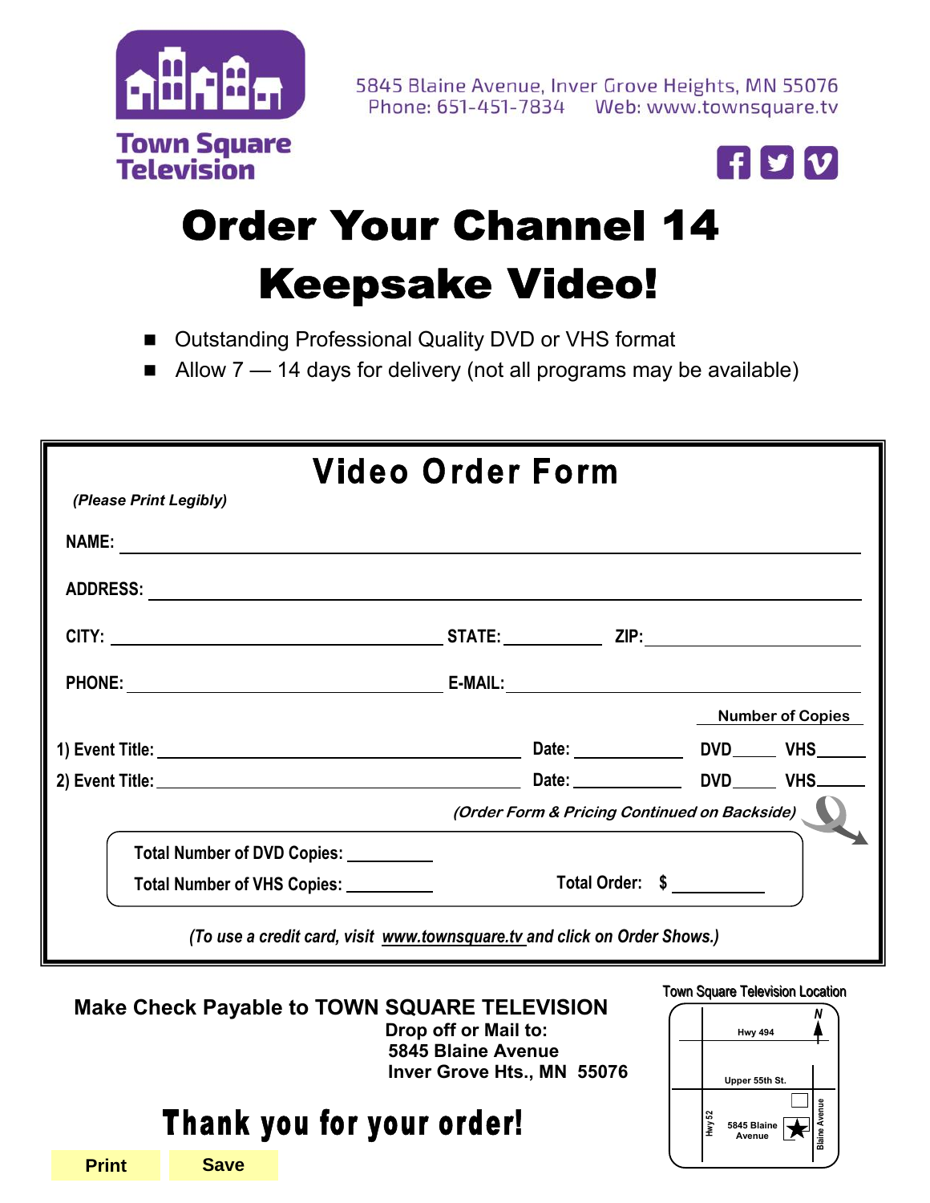Town Square Television

5845 Blaine Avenue, Inver Grove Heights, MN 55076
Phone: 651-451-7834 Web: www.townsquare.tv

# Order Your Channel 14 Keepsake Video!

- Outstanding Professional Quality DVD or VHS format
- Allow 7 — 14 days for delivery (not all programs may be available)

## Video Order Form

*(Please Print Legibly)*

**NAME:** ______________________________

**ADDRESS:** ______________________________

**CITY:** ____________ **STATE:** ________ **ZIP:** ________

**PHONE:** ____________ **E-MAIL:** ____________

| | | Number of Copies | |
|---|---|---|---|
| 1) Event Title: ____________ | Date: ________ | DVD____ | VHS____ |
| 2) Event Title: ____________ | Date: ________ | DVD____ | VHS____ |

*(Order Form & Pricing Continued on Backside)*

Total Number of DVD Copies: ________

Total Number of VHS Copies: ________

Total Order: $ ________

*(To use a credit card, visit www.townsquare.tv and click on Order Shows.)*

**Make Check Payable to TOWN SQUARE TELEVISION**

**Drop off or Mail to:**
**5845 Blaine Avenue**
**Inver Grove Hts., MN 55076**

Town Square Television Location

Hwy 494
Upper 55th St.
Hwy 52
5845 Blaine Avenue
Blaine Avenue
N

**Thank you for your order!**

Print Save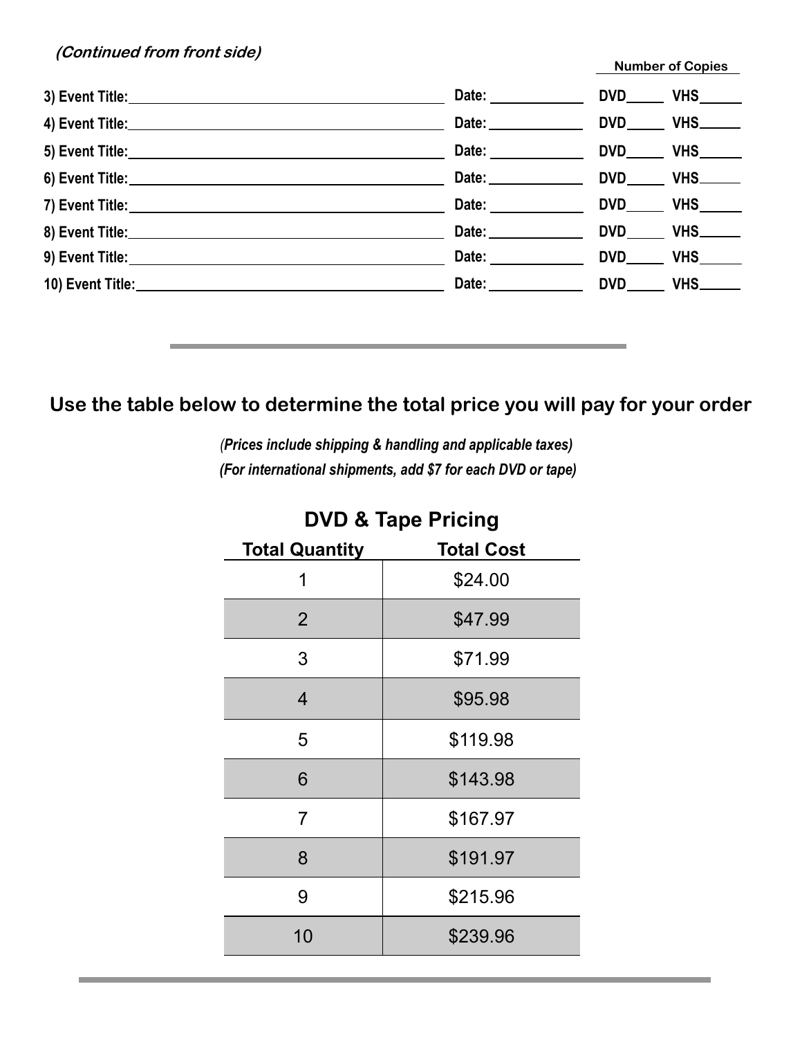*(Continued from front side)*

Number of Copies

3) Event Title:______________________ Date: __________ DVD_____ VHS_____

4) Event Title:______________________ Date: __________ DVD_____ VHS_____

5) Event Title:______________________ Date: __________ DVD_____ VHS_____

6) Event Title:______________________ Date: __________ DVD_____ VHS_____

7) Event Title:______________________ Date: __________ DVD_____ VHS_____

8) Event Title:______________________ Date: __________ DVD_____ VHS_____

9) Event Title:______________________ Date: __________ DVD_____ VHS_____

10) Event Title:______________________ Date: __________ DVD_____ VHS_____

---

## Use the table below to determine the total price you will pay for your order

***(Prices include shipping & handling and applicable taxes)***

***(For international shipments, add $7 for each DVD or tape)***

### DVD & Tape Pricing

| Total Quantity | Total Cost |
|---|---|
| 1 | $24.00 |
| 2 | $47.99 |
| 3 | $71.99 |
| 4 | $95.98 |
| 5 | $119.98 |
| 6 | $143.98 |
| 7 | $167.97 |
| 8 | $191.97 |
| 9 | $215.96 |
| 10 | $239.96 |

---